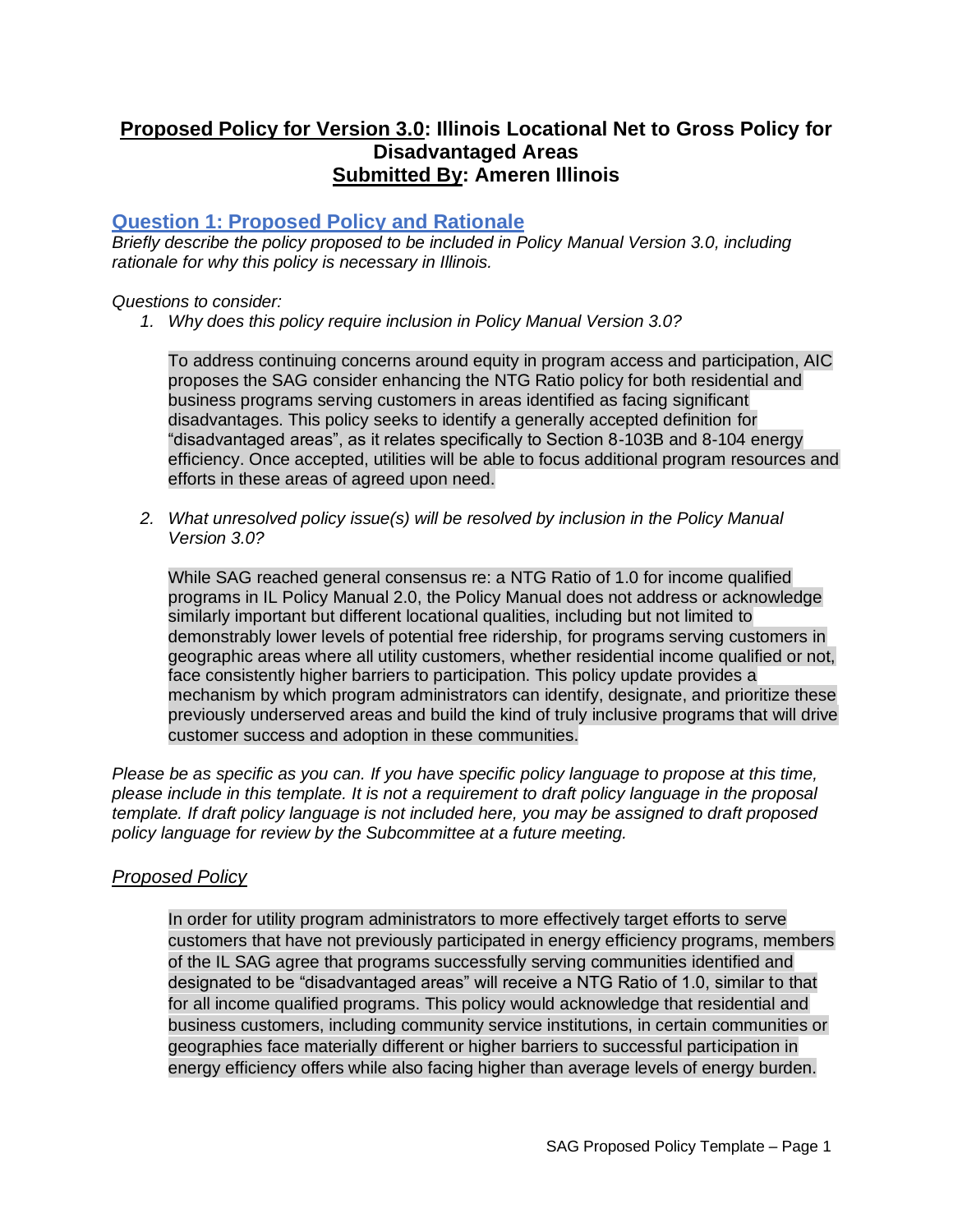# **<u>Proposed Policy for Version 3.0</u>: Illinois Locational Net to Gross Policy for Disadvantaged Areas**
# **<u>Submitted By</u>: Ameren Illinois**

## <u>Question 1: Proposed Policy and Rationale</u>

*Briefly describe the policy proposed to be included in Policy Manual Version 3.0, including rationale for why this policy is necessary in Illinois.*

*Questions to consider:*

1. *Why does this policy require inclusion in Policy Manual Version 3.0?*

   To address continuing concerns around equity in program access and participation, AIC proposes the SAG consider enhancing the NTG Ratio policy for both residential and business programs serving customers in areas identified as facing significant disadvantages. This policy seeks to identify a generally accepted definition for "disadvantaged areas", as it relates specifically to Section 8-103B and 8-104 energy efficiency. Once accepted, utilities will be able to focus additional program resources and efforts in these areas of agreed upon need.

2. *What unresolved policy issue(s) will be resolved by inclusion in the Policy Manual Version 3.0?*

   While SAG reached general consensus re: a NTG Ratio of 1.0 for income qualified programs in IL Policy Manual 2.0, the Policy Manual does not address or acknowledge similarly important but different locational qualities, including but not limited to demonstrably lower levels of potential free ridership, for programs serving customers in geographic areas where all utility customers, whether residential income qualified or not, face consistently higher barriers to participation. This policy update provides a mechanism by which program administrators can identify, designate, and prioritize these previously underserved areas and build the kind of truly inclusive programs that will drive customer success and adoption in these communities.

*Please be as specific as you can. If you have specific policy language to propose at this time, please include in this template. It is not a requirement to draft policy language in the proposal template. If draft policy language is not included here, you may be assigned to draft proposed policy language for review by the Subcommittee at a future meeting.*

### *<u>Proposed Policy</u>*

In order for utility program administrators to more effectively target efforts to serve customers that have not previously participated in energy efficiency programs, members of the IL SAG agree that programs successfully serving communities identified and designated to be "disadvantaged areas" will receive a NTG Ratio of 1.0, similar to that for all income qualified programs. This policy would acknowledge that residential and business customers, including community service institutions, in certain communities or geographies face materially different or higher barriers to successful participation in energy efficiency offers while also facing higher than average levels of energy burden.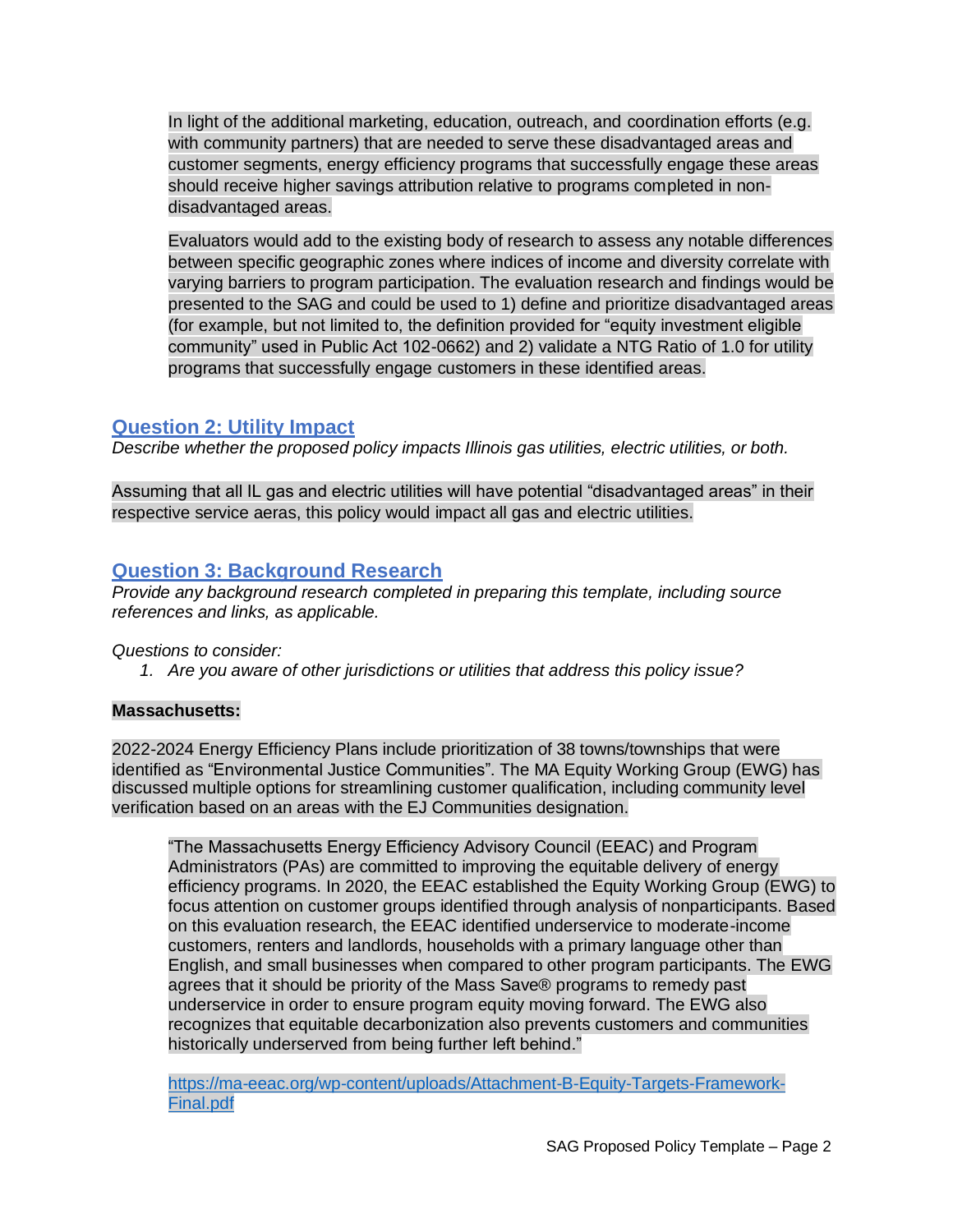In light of the additional marketing, education, outreach, and coordination efforts (e.g. with community partners) that are needed to serve these disadvantaged areas and customer segments, energy efficiency programs that successfully engage these areas should receive higher savings attribution relative to programs completed in non-disadvantaged areas.

Evaluators would add to the existing body of research to assess any notable differences between specific geographic zones where indices of income and diversity correlate with varying barriers to program participation. The evaluation research and findings would be presented to the SAG and could be used to 1) define and prioritize disadvantaged areas (for example, but not limited to, the definition provided for "equity investment eligible community" used in Public Act 102-0662) and 2) validate a NTG Ratio of 1.0 for utility programs that successfully engage customers in these identified areas.

## Question 2: Utility Impact

*Describe whether the proposed policy impacts Illinois gas utilities, electric utilities, or both.*

Assuming that all IL gas and electric utilities will have potential "disadvantaged areas" in their respective service aeras, this policy would impact all gas and electric utilities.

## Question 3: Background Research

*Provide any background research completed in preparing this template, including source references and links, as applicable.*

*Questions to consider:*

1. *Are you aware of other jurisdictions or utilities that address this policy issue?*

**Massachusetts:**

2022-2024 Energy Efficiency Plans include prioritization of 38 towns/townships that were identified as "Environmental Justice Communities". The MA Equity Working Group (EWG) has discussed multiple options for streamlining customer qualification, including community level verification based on an areas with the EJ Communities designation.

> "The Massachusetts Energy Efficiency Advisory Council (EEAC) and Program Administrators (PAs) are committed to improving the equitable delivery of energy efficiency programs. In 2020, the EEAC established the Equity Working Group (EWG) to focus attention on customer groups identified through analysis of nonparticipants. Based on this evaluation research, the EEAC identified underservice to moderate-income customers, renters and landlords, households with a primary language other than English, and small businesses when compared to other program participants. The EWG agrees that it should be priority of the Mass Save® programs to remedy past underservice in order to ensure program equity moving forward. The EWG also recognizes that equitable decarbonization also prevents customers and communities historically underserved from being further left behind."
>
> https://ma-eeac.org/wp-content/uploads/Attachment-B-Equity-Targets-Framework-Final.pdf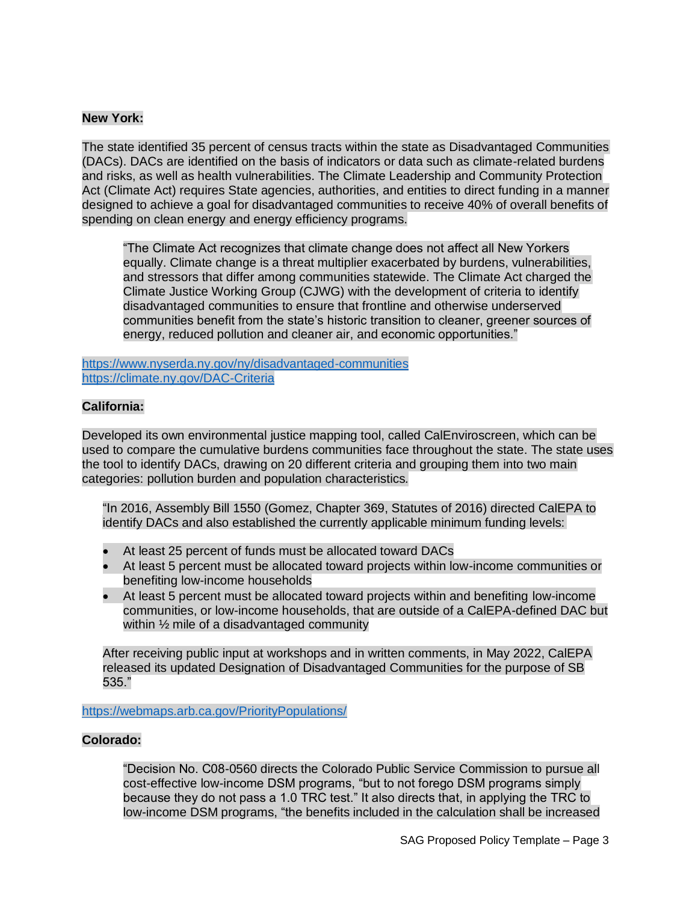**New York:**

The state identified 35 percent of census tracts within the state as Disadvantaged Communities (DACs). DACs are identified on the basis of indicators or data such as climate-related burdens and risks, as well as health vulnerabilities. The Climate Leadership and Community Protection Act (Climate Act) requires State agencies, authorities, and entities to direct funding in a manner designed to achieve a goal for disadvantaged communities to receive 40% of overall benefits of spending on clean energy and energy efficiency programs.

> "The Climate Act recognizes that climate change does not affect all New Yorkers equally. Climate change is a threat multiplier exacerbated by burdens, vulnerabilities, and stressors that differ among communities statewide. The Climate Act charged the Climate Justice Working Group (CJWG) with the development of criteria to identify disadvantaged communities to ensure that frontline and otherwise underserved communities benefit from the state's historic transition to cleaner, greener sources of energy, reduced pollution and cleaner air, and economic opportunities."

https://www.nyserda.ny.gov/ny/disadvantaged-communities
https://climate.ny.gov/DAC-Criteria

**California:**

Developed its own environmental justice mapping tool, called CalEnviroscreen, which can be used to compare the cumulative burdens communities face throughout the state. The state uses the tool to identify DACs, drawing on 20 different criteria and grouping them into two main categories: pollution burden and population characteristics.

> "In 2016, Assembly Bill 1550 (Gomez, Chapter 369, Statutes of 2016) directed CalEPA to identify DACs and also established the currently applicable minimum funding levels:
>
> - At least 25 percent of funds must be allocated toward DACs
> - At least 5 percent must be allocated toward projects within low-income communities or benefiting low-income households
> - At least 5 percent must be allocated toward projects within and benefiting low-income communities, or low-income households, that are outside of a CalEPA-defined DAC but within ½ mile of a disadvantaged community
>
> After receiving public input at workshops and in written comments, in May 2022, CalEPA released its updated Designation of Disadvantaged Communities for the purpose of SB 535."

https://webmaps.arb.ca.gov/PriorityPopulations/

**Colorado:**

> "Decision No. C08-0560 directs the Colorado Public Service Commission to pursue all cost-effective low-income DSM programs, "but to not forego DSM programs simply because they do not pass a 1.0 TRC test." It also directs that, in applying the TRC to low-income DSM programs, "the benefits included in the calculation shall be increased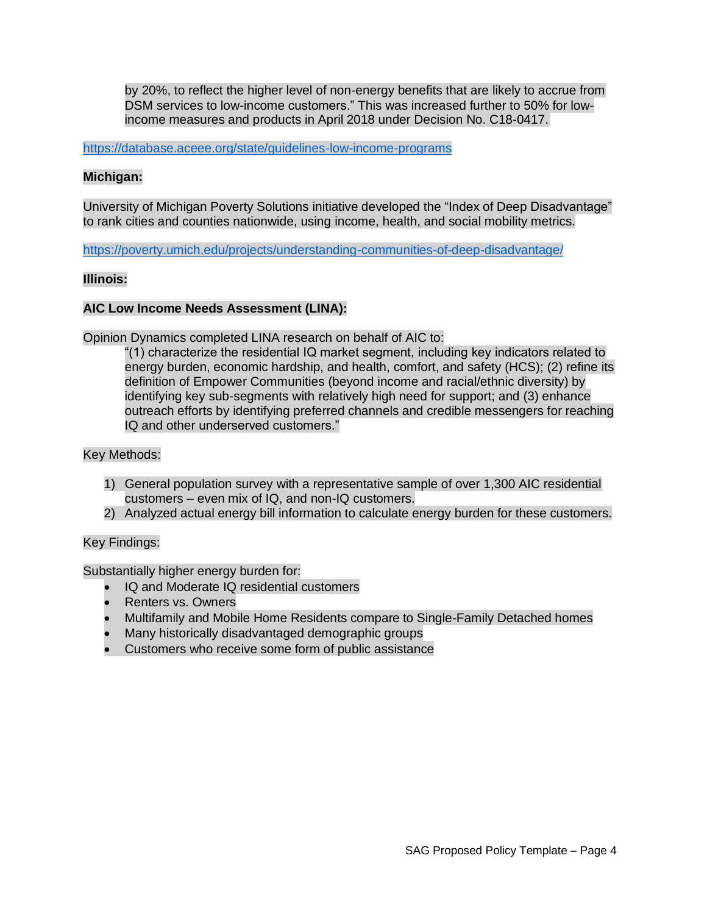> by 20%, to reflect the higher level of non-energy benefits that are likely to accrue from DSM services to low-income customers." This was increased further to 50% for low-income measures and products in April 2018 under Decision No. C18-0417.

https://database.aceee.org/state/guidelines-low-income-programs

**Michigan:**

University of Michigan Poverty Solutions initiative developed the "Index of Deep Disadvantage" to rank cities and counties nationwide, using income, health, and social mobility metrics.

https://poverty.umich.edu/projects/understanding-communities-of-deep-disadvantage/

**Illinois:**

**AIC Low Income Needs Assessment (LINA):**

Opinion Dynamics completed LINA research on behalf of AIC to:

> "(1) characterize the residential IQ market segment, including key indicators related to energy burden, economic hardship, and health, comfort, and safety (HCS); (2) refine its definition of Empower Communities (beyond income and racial/ethnic diversity) by identifying key sub-segments with relatively high need for support; and (3) enhance outreach efforts by identifying preferred channels and credible messengers for reaching IQ and other underserved customers."

Key Methods:

1) General population survey with a representative sample of over 1,300 AIC residential customers – even mix of IQ, and non-IQ customers.
2) Analyzed actual energy bill information to calculate energy burden for these customers.

Key Findings:

Substantially higher energy burden for:

- IQ and Moderate IQ residential customers
- Renters vs. Owners
- Multifamily and Mobile Home Residents compare to Single-Family Detached homes
- Many historically disadvantaged demographic groups
- Customers who receive some form of public assistance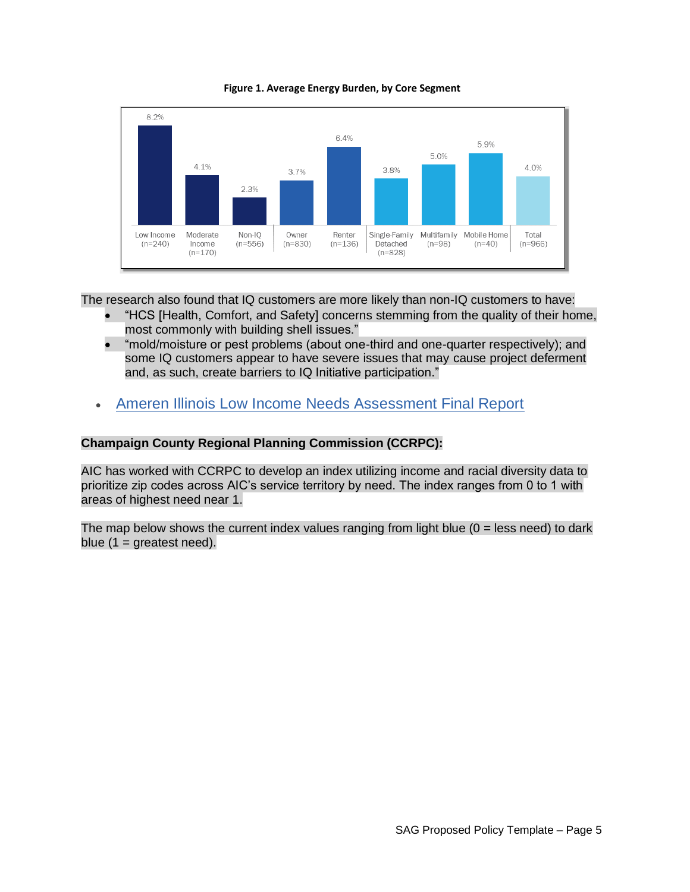**Figure 1. Average Energy Burden, by Core Segment**

| Segment | Average Energy Burden |
|---|---|
| Low Income (n=240) | 8.2% |
| Moderate Income (n=170) | 4.1% |
| Non-IQ (n=556) | 2.3% |
| Owner (n=830) | 3.7% |
| Renter (n=136) | 6.4% |
| Single-Family Detached (n=828) | 3.8% |
| Multifamily (n=98) | 5.0% |
| Mobile Home (n=40) | 5.9% |
| Total (n=966) | 4.0% |

The research also found that IQ customers are more likely than non-IQ customers to have:

- "HCS [Health, Comfort, and Safety] concerns stemming from the quality of their home, most commonly with building shell issues."
- "mold/moisture or pest problems (about one-third and one-quarter respectively); and some IQ customers appear to have severe issues that may cause project deferment and, as such, create barriers to IQ Initiative participation."

- Ameren Illinois Low Income Needs Assessment Final Report

**Champaign County Regional Planning Commission (CCRPC):**

AIC has worked with CCRPC to develop an index utilizing income and racial diversity data to prioritize zip codes across AIC's service territory by need. The index ranges from 0 to 1 with areas of highest need near 1.

The map below shows the current index values ranging from light blue (0 = less need) to dark blue (1 = greatest need).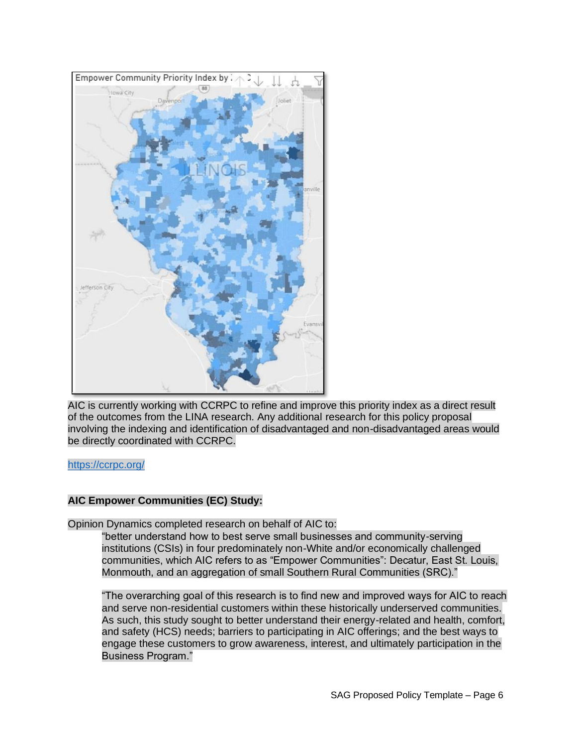AIC is currently working with CCRPC to refine and improve this priority index as a direct result of the outcomes from the LINA research. Any additional research for this policy proposal involving the indexing and identification of disadvantaged and non-disadvantaged areas would be directly coordinated with CCRPC.

https://ccrpc.org/

**AIC Empower Communities (EC) Study:**

Opinion Dynamics completed research on behalf of AIC to:

> "better understand how to best serve small businesses and community-serving institutions (CSIs) in four predominately non-White and/or economically challenged communities, which AIC refers to as "Empower Communities": Decatur, East St. Louis, Monmouth, and an aggregation of small Southern Rural Communities (SRC)."
>
> "The overarching goal of this research is to find new and improved ways for AIC to reach and serve non-residential customers within these historically underserved communities. As such, this study sought to better understand their energy-related and health, comfort, and safety (HCS) needs; barriers to participating in AIC offerings; and the best ways to engage these customers to grow awareness, interest, and ultimately participation in the Business Program."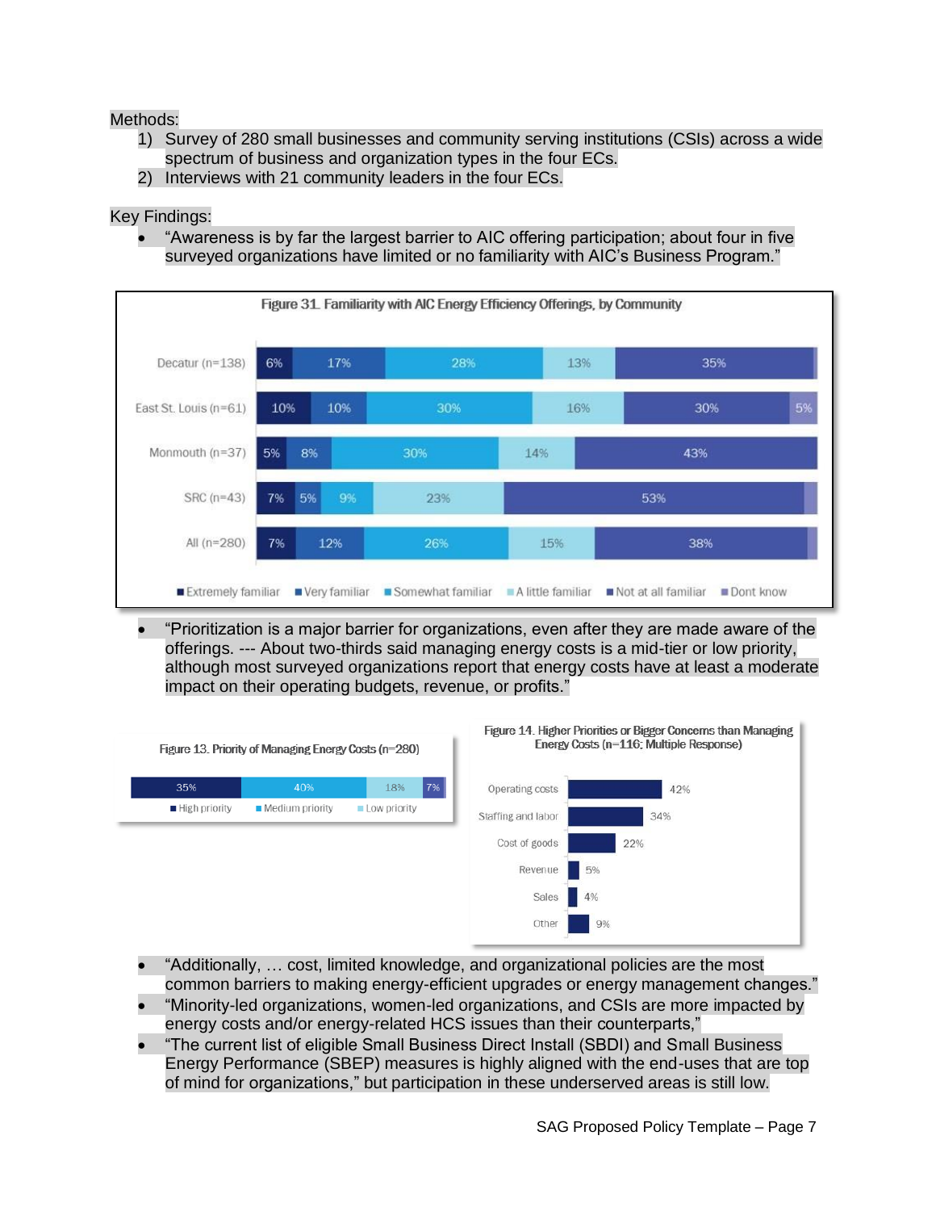Methods:

1) Survey of 280 small businesses and community serving institutions (CSIs) across a wide spectrum of business and organization types in the four ECs.
2) Interviews with 21 community leaders in the four ECs.

Key Findings:

- "Awareness is by far the largest barrier to AIC offering participation; about four in five surveyed organizations have limited or no familiarity with AIC's Business Program."

Figure 31. Familiarity with AIC Energy Efficiency Offerings, by Community

| Community | Extremely familiar | Very familiar | Somewhat familiar | A little familiar | Not at all familiar | Dont know |
|---|---|---|---|---|---|---|
| Decatur (n=138) | 6% | 17% | 28% | 13% | 35% | |
| East St. Louis (n=61) | 10% | 10% | 30% | 16% | 30% | 5% |
| Monmouth (n=37) | 5% | 8% | 30% | 14% | 43% | |
| SRC (n=43) | 7% | 5% | 9% | 23% | 53% | |
| All (n=280) | 7% | 12% | 26% | 15% | 38% | |

- "Prioritization is a major barrier for organizations, even after they are made aware of the offerings. --- About two-thirds said managing energy costs is a mid-tier or low priority, although most surveyed organizations report that energy costs have at least a moderate impact on their operating budgets, revenue, or profits."

Figure 13. Priority of Managing Energy Costs (n=280)

| High priority | Medium priority | Low priority | |
|---|---|---|---|
| 35% | 40% | 18% | 7% |

Figure 14. Higher Priorities or Bigger Concerns than Managing Energy Costs (n=116; Multiple Response)

| Concern | Percent |
|---|---|
| Operating costs | 42% |
| Staffing and labor | 34% |
| Cost of goods | 22% |
| Revenue | 5% |
| Sales | 4% |
| Other | 9% |

- "Additionally, … cost, limited knowledge, and organizational policies are the most common barriers to making energy-efficient upgrades or energy management changes."
- "Minority-led organizations, women-led organizations, and CSIs are more impacted by energy costs and/or energy-related HCS issues than their counterparts,"
- "The current list of eligible Small Business Direct Install (SBDI) and Small Business Energy Performance (SBEP) measures is highly aligned with the end-uses that are top of mind for organizations," but participation in these underserved areas is still low.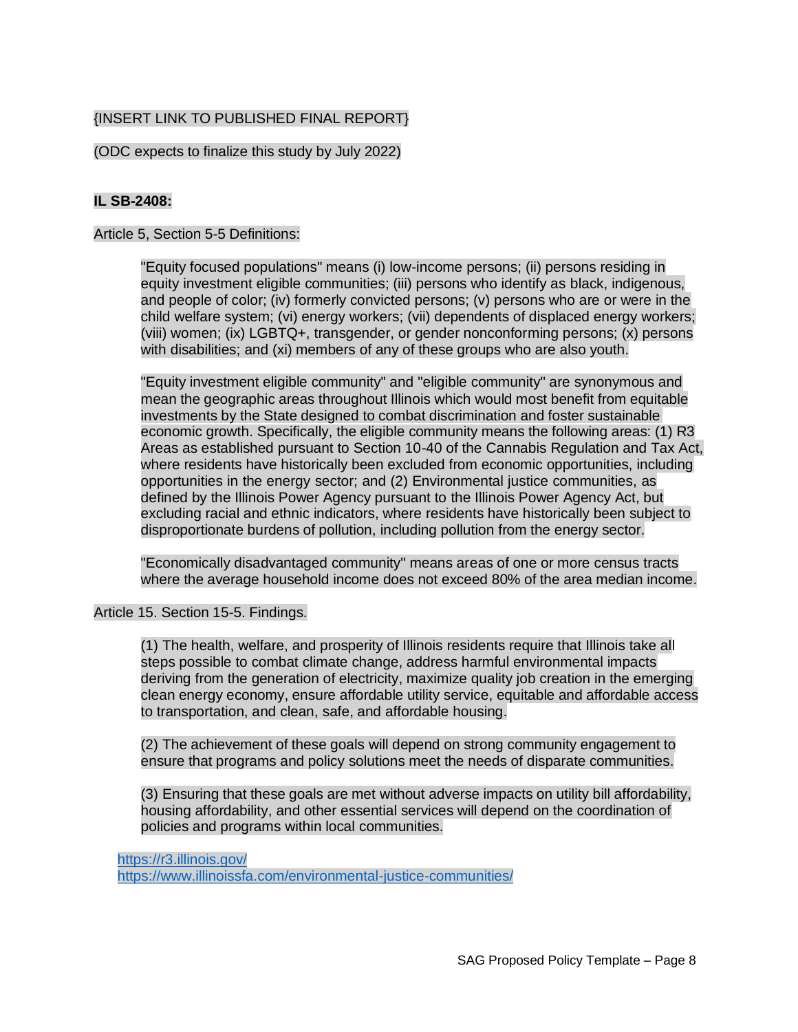{INSERT LINK TO PUBLISHED FINAL REPORT}

(ODC expects to finalize this study by July 2022)

**IL SB-2408:**

Article 5, Section 5-5 Definitions:

> "Equity focused populations" means (i) low-income persons; (ii) persons residing in equity investment eligible communities; (iii) persons who identify as black, indigenous, and people of color; (iv) formerly convicted persons; (v) persons who are or were in the child welfare system; (vi) energy workers; (vii) dependents of displaced energy workers; (viii) women; (ix) LGBTQ+, transgender, or gender nonconforming persons; (x) persons with disabilities; and (xi) members of any of these groups who are also youth.
>
> "Equity investment eligible community" and "eligible community" are synonymous and mean the geographic areas throughout Illinois which would most benefit from equitable investments by the State designed to combat discrimination and foster sustainable economic growth. Specifically, the eligible community means the following areas: (1) R3 Areas as established pursuant to Section 10-40 of the Cannabis Regulation and Tax Act, where residents have historically been excluded from economic opportunities, including opportunities in the energy sector; and (2) Environmental justice communities, as defined by the Illinois Power Agency pursuant to the Illinois Power Agency Act, but excluding racial and ethnic indicators, where residents have historically been subject to disproportionate burdens of pollution, including pollution from the energy sector.
>
> "Economically disadvantaged community" means areas of one or more census tracts where the average household income does not exceed 80% of the area median income.

Article 15. Section 15-5. Findings.

> (1) The health, welfare, and prosperity of Illinois residents require that Illinois take all steps possible to combat climate change, address harmful environmental impacts deriving from the generation of electricity, maximize quality job creation in the emerging clean energy economy, ensure affordable utility service, equitable and affordable access to transportation, and clean, safe, and affordable housing.
>
> (2) The achievement of these goals will depend on strong community engagement to ensure that programs and policy solutions meet the needs of disparate communities.
>
> (3) Ensuring that these goals are met without adverse impacts on utility bill affordability, housing affordability, and other essential services will depend on the coordination of policies and programs within local communities.

https://r3.illinois.gov/
https://www.illinoissfa.com/environmental-justice-communities/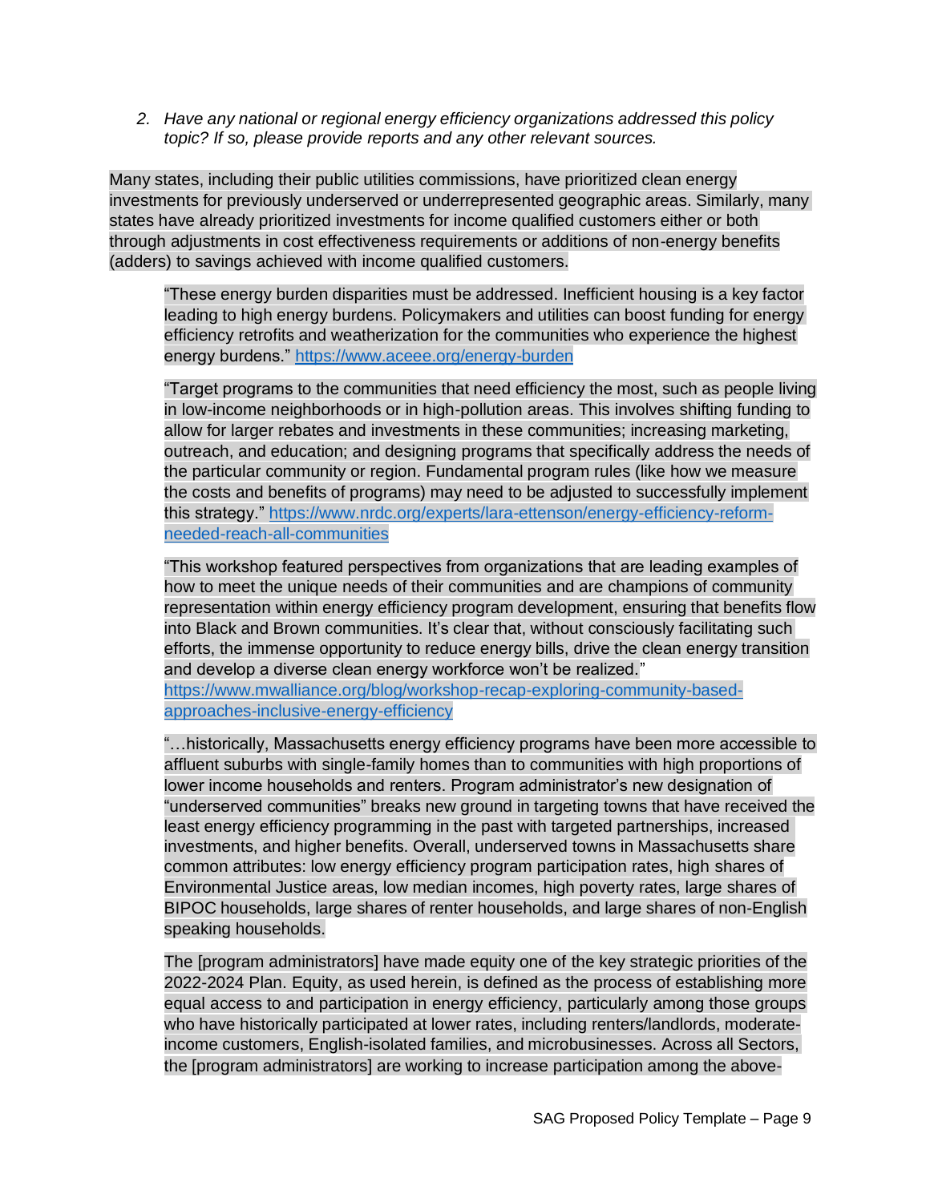2. *Have any national or regional energy efficiency organizations addressed this policy topic? If so, please provide reports and any other relevant sources.*

Many states, including their public utilities commissions, have prioritized clean energy investments for previously underserved or underrepresented geographic areas. Similarly, many states have already prioritized investments for income qualified customers either or both through adjustments in cost effectiveness requirements or additions of non-energy benefits (adders) to savings achieved with income qualified customers.

> "These energy burden disparities must be addressed. Inefficient housing is a key factor leading to high energy burdens. Policymakers and utilities can boost funding for energy efficiency retrofits and weatherization for the communities who experience the highest energy burdens." https://www.aceee.org/energy-burden

> "Target programs to the communities that need efficiency the most, such as people living in low-income neighborhoods or in high-pollution areas. This involves shifting funding to allow for larger rebates and investments in these communities; increasing marketing, outreach, and education; and designing programs that specifically address the needs of the particular community or region. Fundamental program rules (like how we measure the costs and benefits of programs) may need to be adjusted to successfully implement this strategy." https://www.nrdc.org/experts/lara-ettenson/energy-efficiency-reform-needed-reach-all-communities

> "This workshop featured perspectives from organizations that are leading examples of how to meet the unique needs of their communities and are champions of community representation within energy efficiency program development, ensuring that benefits flow into Black and Brown communities. It's clear that, without consciously facilitating such efforts, the immense opportunity to reduce energy bills, drive the clean energy transition and develop a diverse clean energy workforce won't be realized." https://www.mwalliance.org/blog/workshop-recap-exploring-community-based-approaches-inclusive-energy-efficiency

> "…historically, Massachusetts energy efficiency programs have been more accessible to affluent suburbs with single-family homes than to communities with high proportions of lower income households and renters. Program administrator's new designation of "underserved communities" breaks new ground in targeting towns that have received the least energy efficiency programming in the past with targeted partnerships, increased investments, and higher benefits. Overall, underserved towns in Massachusetts share common attributes: low energy efficiency program participation rates, high shares of Environmental Justice areas, low median incomes, high poverty rates, large shares of BIPOC households, large shares of renter households, and large shares of non-English speaking households.

> The [program administrators] have made equity one of the key strategic priorities of the 2022-2024 Plan. Equity, as used herein, is defined as the process of establishing more equal access to and participation in energy efficiency, particularly among those groups who have historically participated at lower rates, including renters/landlords, moderate-income customers, English-isolated families, and microbusinesses. Across all Sectors, the [program administrators] are working to increase participation among the above-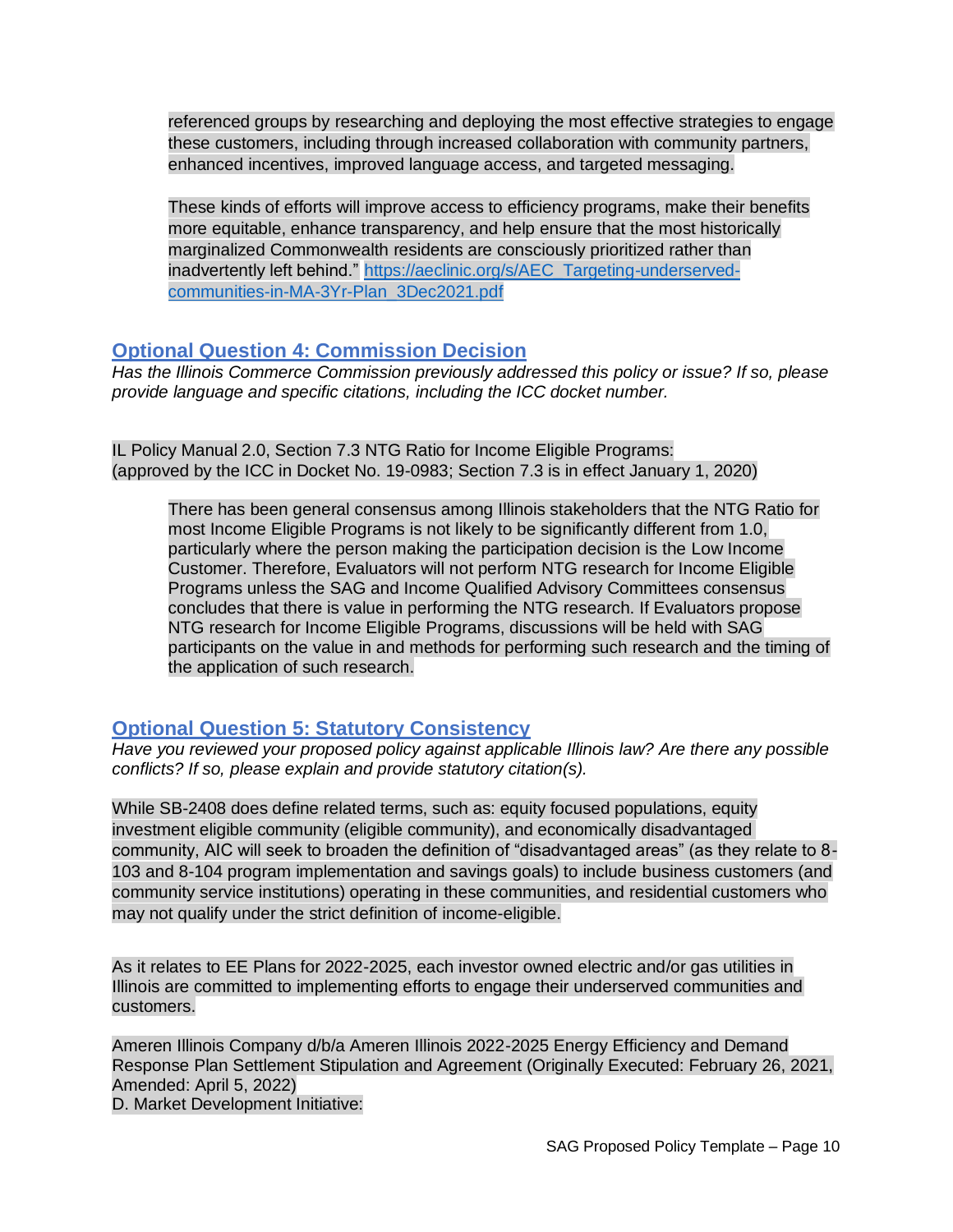> referenced groups by researching and deploying the most effective strategies to engage these customers, including through increased collaboration with community partners, enhanced incentives, improved language access, and targeted messaging.
>
> These kinds of efforts will improve access to efficiency programs, make their benefits more equitable, enhance transparency, and help ensure that the most historically marginalized Commonwealth residents are consciously prioritized rather than inadvertently left behind." [https://aeclinic.org/s/AEC_Targeting-underserved-communities-in-MA-3Yr-Plan_3Dec2021.pdf](https://aeclinic.org/s/AEC_Targeting-underserved-communities-in-MA-3Yr-Plan_3Dec2021.pdf)

## Optional Question 4: Commission Decision

*Has the Illinois Commerce Commission previously addressed this policy or issue? If so, please provide language and specific citations, including the ICC docket number.*

IL Policy Manual 2.0, Section 7.3 NTG Ratio for Income Eligible Programs:
(approved by the ICC in Docket No. 19-0983; Section 7.3 is in effect January 1, 2020)

> There has been general consensus among Illinois stakeholders that the NTG Ratio for most Income Eligible Programs is not likely to be significantly different from 1.0, particularly where the person making the participation decision is the Low Income Customer. Therefore, Evaluators will not perform NTG research for Income Eligible Programs unless the SAG and Income Qualified Advisory Committees consensus concludes that there is value in performing the NTG research. If Evaluators propose NTG research for Income Eligible Programs, discussions will be held with SAG participants on the value in and methods for performing such research and the timing of the application of such research.

## Optional Question 5: Statutory Consistency

*Have you reviewed your proposed policy against applicable Illinois law? Are there any possible conflicts? If so, please explain and provide statutory citation(s).*

While SB-2408 does define related terms, such as: equity focused populations, equity investment eligible community (eligible community), and economically disadvantaged community, AIC will seek to broaden the definition of "disadvantaged areas" (as they relate to 8-103 and 8-104 program implementation and savings goals) to include business customers (and community service institutions) operating in these communities, and residential customers who may not qualify under the strict definition of income-eligible.

As it relates to EE Plans for 2022-2025, each investor owned electric and/or gas utilities in Illinois are committed to implementing efforts to engage their underserved communities and customers.

Ameren Illinois Company d/b/a Ameren Illinois 2022-2025 Energy Efficiency and Demand Response Plan Settlement Stipulation and Agreement (Originally Executed: February 26, 2021, Amended: April 5, 2022)
D. Market Development Initiative: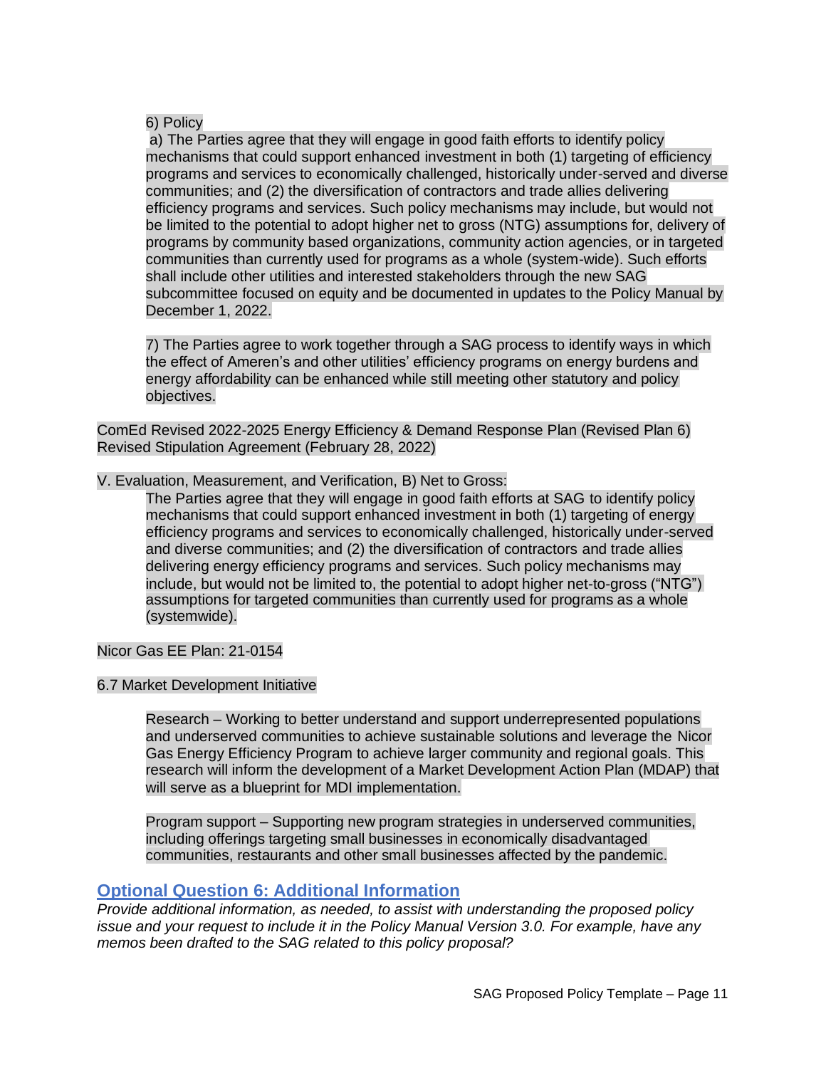6) Policy

a) The Parties agree that they will engage in good faith efforts to identify policy mechanisms that could support enhanced investment in both (1) targeting of efficiency programs and services to economically challenged, historically under-served and diverse communities; and (2) the diversification of contractors and trade allies delivering efficiency programs and services. Such policy mechanisms may include, but would not be limited to the potential to adopt higher net to gross (NTG) assumptions for, delivery of programs by community based organizations, community action agencies, or in targeted communities than currently used for programs as a whole (system-wide). Such efforts shall include other utilities and interested stakeholders through the new SAG subcommittee focused on equity and be documented in updates to the Policy Manual by December 1, 2022.

7) The Parties agree to work together through a SAG process to identify ways in which the effect of Ameren's and other utilities' efficiency programs on energy burdens and energy affordability can be enhanced while still meeting other statutory and policy objectives.

ComEd Revised 2022-2025 Energy Efficiency & Demand Response Plan (Revised Plan 6) Revised Stipulation Agreement (February 28, 2022)

V. Evaluation, Measurement, and Verification, B) Net to Gross:

The Parties agree that they will engage in good faith efforts at SAG to identify policy mechanisms that could support enhanced investment in both (1) targeting of energy efficiency programs and services to economically challenged, historically under-served and diverse communities; and (2) the diversification of contractors and trade allies delivering energy efficiency programs and services. Such policy mechanisms may include, but would not be limited to, the potential to adopt higher net-to-gross ("NTG") assumptions for targeted communities than currently used for programs as a whole (systemwide).

Nicor Gas EE Plan: 21-0154

6.7 Market Development Initiative

Research – Working to better understand and support underrepresented populations and underserved communities to achieve sustainable solutions and leverage the Nicor Gas Energy Efficiency Program to achieve larger community and regional goals. This research will inform the development of a Market Development Action Plan (MDAP) that will serve as a blueprint for MDI implementation.

Program support – Supporting new program strategies in underserved communities, including offerings targeting small businesses in economically disadvantaged communities, restaurants and other small businesses affected by the pandemic.

## Optional Question 6: Additional Information

*Provide additional information, as needed, to assist with understanding the proposed policy issue and your request to include it in the Policy Manual Version 3.0. For example, have any memos been drafted to the SAG related to this policy proposal?*